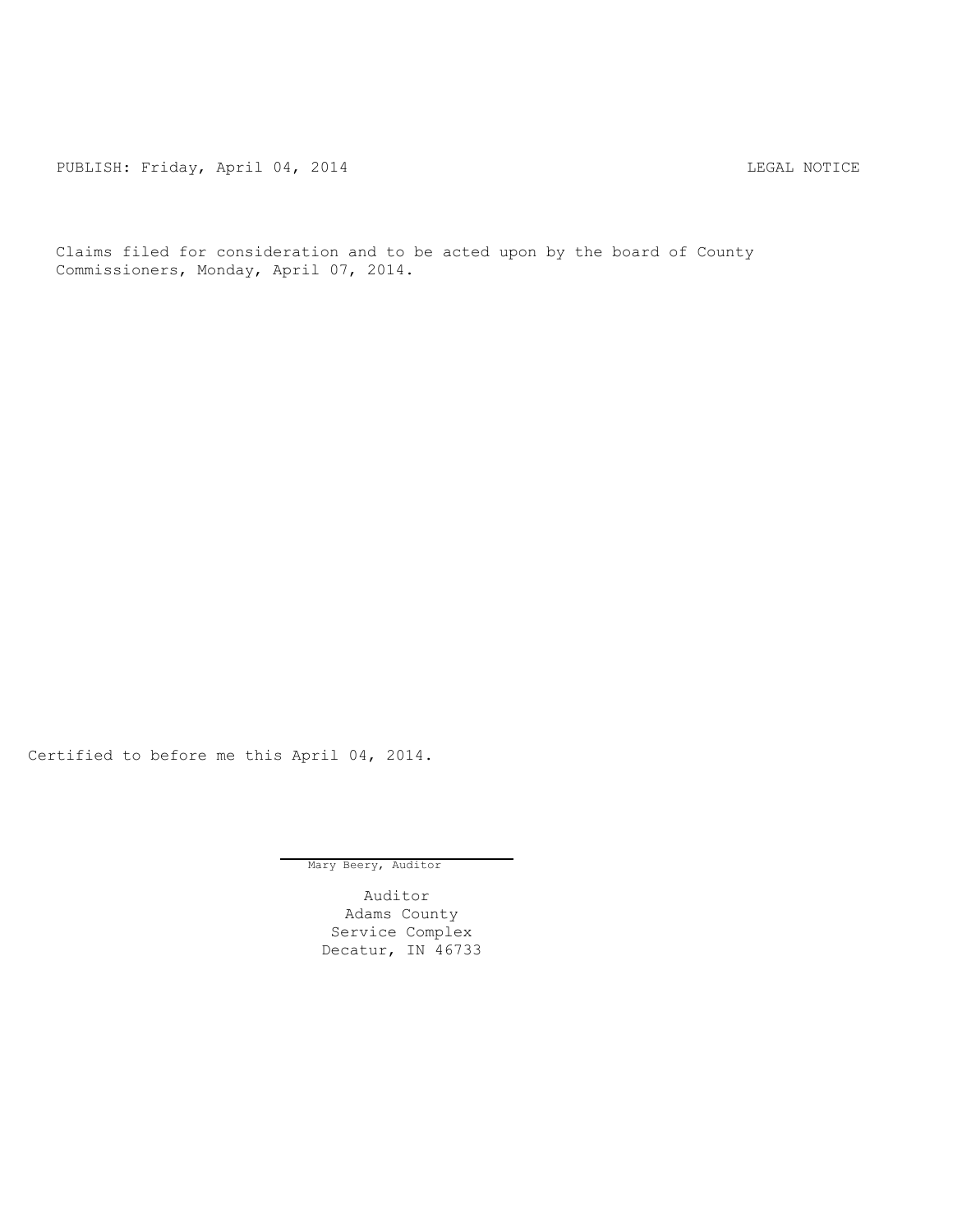PUBLISH: Friday, April 04, 2014 LEGAL NOTICE

Claims filed for consideration and to be acted upon by the board of County Commissioners, Monday, April 07, 2014.

Certified to before me this April 04, 2014.

Mary Beery, Auditor

Auditor
Adams County
Service Complex
Decatur, IN 46733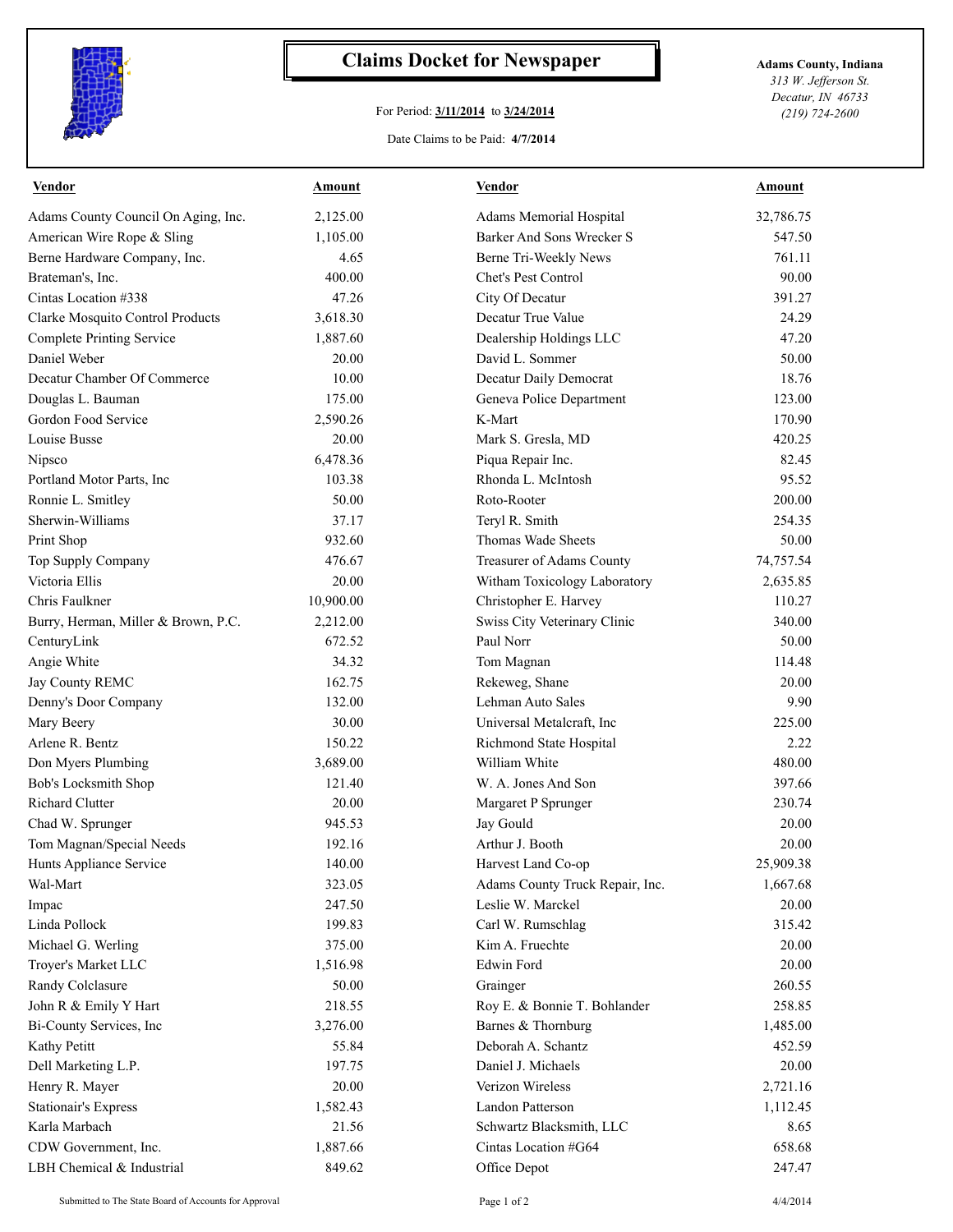# Claims Docket for Newspaper

For Period: **3/11/2014** to **3/24/2014**

Date Claims to be Paid: **4/7/2014**

**Adams County, Indiana**
*313 W. Jefferson St.*
*Decatur, IN 46733*
*(219) 724-2600*

| Vendor | Amount | Vendor | Amount |
|---|---|---|---|
| Adams County Council On Aging, Inc. | 2,125.00 | Adams Memorial Hospital | 32,786.75 |
| American Wire Rope & Sling | 1,105.00 | Barker And Sons Wrecker S | 547.50 |
| Berne Hardware Company, Inc. | 4.65 | Berne Tri-Weekly News | 761.11 |
| Brateman's, Inc. | 400.00 | Chet's Pest Control | 90.00 |
| Cintas Location #338 | 47.26 | City Of Decatur | 391.27 |
| Clarke Mosquito Control Products | 3,618.30 | Decatur True Value | 24.29 |
| Complete Printing Service | 1,887.60 | Dealership Holdings LLC | 47.20 |
| Daniel Weber | 20.00 | David L. Sommer | 50.00 |
| Decatur Chamber Of Commerce | 10.00 | Decatur Daily Democrat | 18.76 |
| Douglas L. Bauman | 175.00 | Geneva Police Department | 123.00 |
| Gordon Food Service | 2,590.26 | K-Mart | 170.90 |
| Louise Busse | 20.00 | Mark S. Gresla, MD | 420.25 |
| Nipsco | 6,478.36 | Piqua Repair Inc. | 82.45 |
| Portland Motor Parts, Inc | 103.38 | Rhonda L. McIntosh | 95.52 |
| Ronnie L. Smitley | 50.00 | Roto-Rooter | 200.00 |
| Sherwin-Williams | 37.17 | Teryl R. Smith | 254.35 |
| Print Shop | 932.60 | Thomas Wade Sheets | 50.00 |
| Top Supply Company | 476.67 | Treasurer of Adams County | 74,757.54 |
| Victoria Ellis | 20.00 | Witham Toxicology Laboratory | 2,635.85 |
| Chris Faulkner | 10,900.00 | Christopher E. Harvey | 110.27 |
| Burry, Herman, Miller & Brown, P.C. | 2,212.00 | Swiss City Veterinary Clinic | 340.00 |
| CenturyLink | 672.52 | Paul Norr | 50.00 |
| Angie White | 34.32 | Tom Magnan | 114.48 |
| Jay County REMC | 162.75 | Rekeweg, Shane | 20.00 |
| Denny's Door Company | 132.00 | Lehman Auto Sales | 9.90 |
| Mary Beery | 30.00 | Universal Metalcraft, Inc | 225.00 |
| Arlene R. Bentz | 150.22 | Richmond State Hospital | 2.22 |
| Don Myers Plumbing | 3,689.00 | William White | 480.00 |
| Bob's Locksmith Shop | 121.40 | W. A. Jones And Son | 397.66 |
| Richard Clutter | 20.00 | Margaret P Sprunger | 230.74 |
| Chad W. Sprunger | 945.53 | Jay Gould | 20.00 |
| Tom Magnan/Special Needs | 192.16 | Arthur J. Booth | 20.00 |
| Hunts Appliance Service | 140.00 | Harvest Land Co-op | 25,909.38 |
| Wal-Mart | 323.05 | Adams County Truck Repair, Inc. | 1,667.68 |
| Impac | 247.50 | Leslie W. Marckel | 20.00 |
| Linda Pollock | 199.83 | Carl W. Rumschlag | 315.42 |
| Michael G. Werling | 375.00 | Kim A. Fruechte | 20.00 |
| Troyer's Market LLC | 1,516.98 | Edwin Ford | 20.00 |
| Randy Colclasure | 50.00 | Grainger | 260.55 |
| John R & Emily Y Hart | 218.55 | Roy E. & Bonnie T. Bohlander | 258.85 |
| Bi-County Services, Inc | 3,276.00 | Barnes & Thornburg | 1,485.00 |
| Kathy Petitt | 55.84 | Deborah A. Schantz | 452.59 |
| Dell Marketing L.P. | 197.75 | Daniel J. Michaels | 20.00 |
| Henry R. Mayer | 20.00 | Verizon Wireless | 2,721.16 |
| Stationair's Express | 1,582.43 | Landon Patterson | 1,112.45 |
| Karla Marbach | 21.56 | Schwartz Blacksmith, LLC | 8.65 |
| CDW Government, Inc. | 1,887.66 | Cintas Location #G64 | 658.68 |
| LBH Chemical & Industrial | 849.62 | Office Depot | 247.47 |

Submitted to The State Board of Accounts for Approval

4/4/2014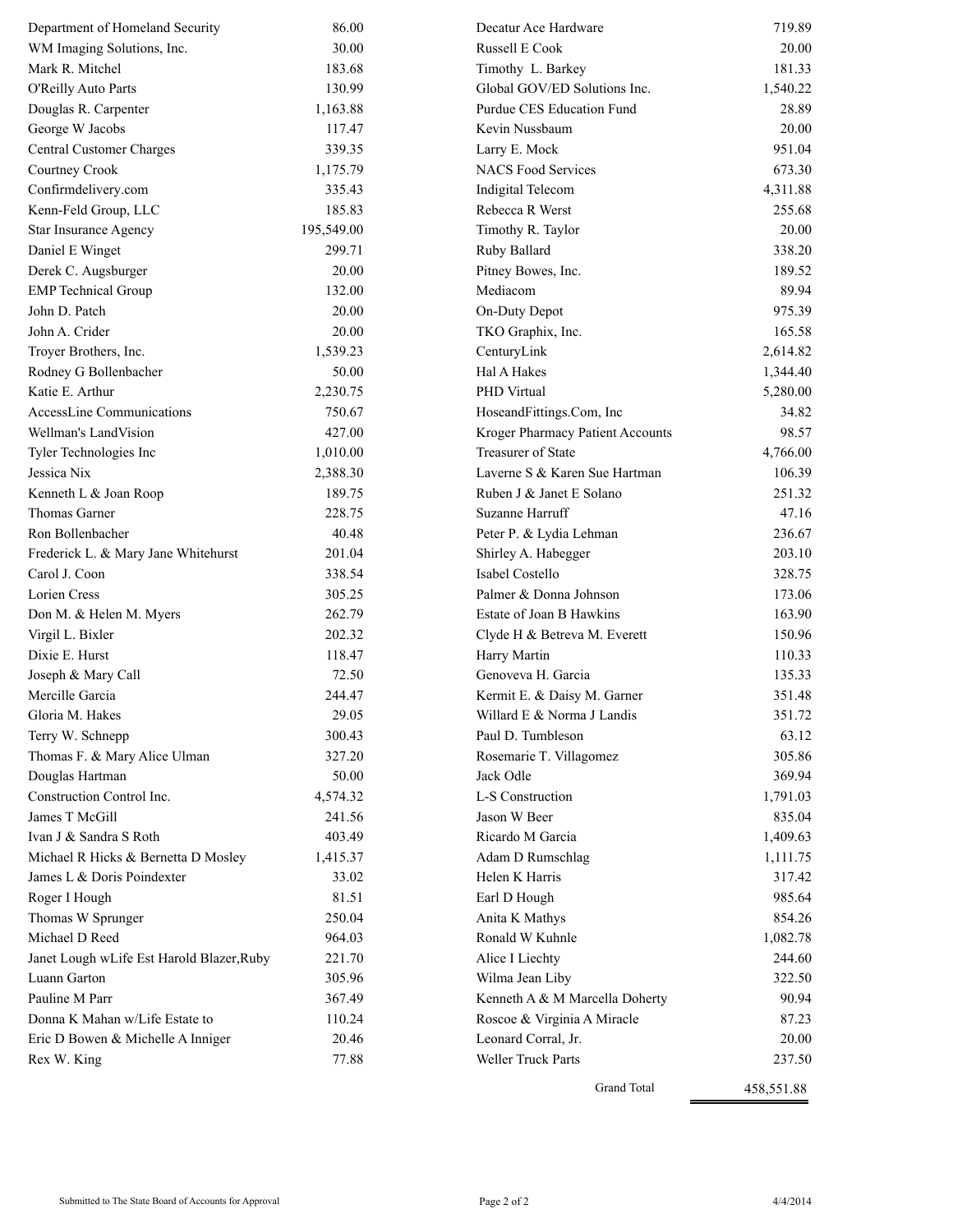| | | | |
|---|---|---|---|
| Department of Homeland Security | 86.00 | Decatur Ace Hardware | 719.89 |
| WM Imaging Solutions, Inc. | 30.00 | Russell E Cook | 20.00 |
| Mark R. Mitchel | 183.68 | Timothy L. Barkey | 181.33 |
| O'Reilly Auto Parts | 130.99 | Global GOV/ED Solutions Inc. | 1,540.22 |
| Douglas R. Carpenter | 1,163.88 | Purdue CES Education Fund | 28.89 |
| George W Jacobs | 117.47 | Kevin Nussbaum | 20.00 |
| Central Customer Charges | 339.35 | Larry E. Mock | 951.04 |
| Courtney Crook | 1,175.79 | NACS Food Services | 673.30 |
| Confirmdelivery.com | 335.43 | Indigital Telecom | 4,311.88 |
| Kenn-Feld Group, LLC | 185.83 | Rebecca R Werst | 255.68 |
| Star Insurance Agency | 195,549.00 | Timothy R. Taylor | 20.00 |
| Daniel E Winget | 299.71 | Ruby Ballard | 338.20 |
| Derek C. Augsburger | 20.00 | Pitney Bowes, Inc. | 189.52 |
| EMP Technical Group | 132.00 | Mediacom | 89.94 |
| John D. Patch | 20.00 | On-Duty Depot | 975.39 |
| John A. Crider | 20.00 | TKO Graphix, Inc. | 165.58 |
| Troyer Brothers, Inc. | 1,539.23 | CenturyLink | 2,614.82 |
| Rodney G Bollenbacher | 50.00 | Hal A Hakes | 1,344.40 |
| Katie E. Arthur | 2,230.75 | PHD Virtual | 5,280.00 |
| AccessLine Communications | 750.67 | HoseandFittings.Com, Inc | 34.82 |
| Wellman's LandVision | 427.00 | Kroger Pharmacy Patient Accounts | 98.57 |
| Tyler Technologies Inc | 1,010.00 | Treasurer of State | 4,766.00 |
| Jessica Nix | 2,388.30 | Laverne S & Karen Sue Hartman | 106.39 |
| Kenneth L & Joan Roop | 189.75 | Ruben J & Janet E Solano | 251.32 |
| Thomas Garner | 228.75 | Suzanne Harruff | 47.16 |
| Ron Bollenbacher | 40.48 | Peter P. & Lydia Lehman | 236.67 |
| Frederick L. & Mary Jane Whitehurst | 201.04 | Shirley A. Habegger | 203.10 |
| Carol J. Coon | 338.54 | Isabel Costello | 328.75 |
| Lorien Cress | 305.25 | Palmer & Donna Johnson | 173.06 |
| Don M. & Helen M. Myers | 262.79 | Estate of Joan B Hawkins | 163.90 |
| Virgil L. Bixler | 202.32 | Clyde H & Betreva M. Everett | 150.96 |
| Dixie E. Hurst | 118.47 | Harry Martin | 110.33 |
| Joseph & Mary Call | 72.50 | Genoveva H. Garcia | 135.33 |
| Mercille Garcia | 244.47 | Kermit E. & Daisy M. Garner | 351.48 |
| Gloria M. Hakes | 29.05 | Willard E & Norma J Landis | 351.72 |
| Terry W. Schnepp | 300.43 | Paul D. Tumbleson | 63.12 |
| Thomas F. & Mary Alice Ulman | 327.20 | Rosemarie T. Villagomez | 305.86 |
| Douglas Hartman | 50.00 | Jack Odle | 369.94 |
| Construction Control Inc. | 4,574.32 | L-S Construction | 1,791.03 |
| James T McGill | 241.56 | Jason W Beer | 835.04 |
| Ivan J & Sandra S Roth | 403.49 | Ricardo M Garcia | 1,409.63 |
| Michael R Hicks & Bernetta D Mosley | 1,415.37 | Adam D Rumschlag | 1,111.75 |
| James L & Doris Poindexter | 33.02 | Helen K Harris | 317.42 |
| Roger I Hough | 81.51 | Earl D Hough | 985.64 |
| Thomas W Sprunger | 250.04 | Anita K Mathys | 854.26 |
| Michael D Reed | 964.03 | Ronald W Kuhnle | 1,082.78 |
| Janet Lough wLife Est Harold Blazer,Ruby | 221.70 | Alice I Liechty | 244.60 |
| Luann Garton | 305.96 | Wilma Jean Liby | 322.50 |
| Pauline M Parr | 367.49 | Kenneth A & M Marcella Doherty | 90.94 |
| Donna K Mahan w/Life Estate to | 110.24 | Roscoe & Virginia A Miracle | 87.23 |
| Eric D Bowen & Michelle A Inniger | 20.46 | Leonard Corral, Jr. | 20.00 |
| Rex W. King | 77.88 | Weller Truck Parts | 237.50 |
| | | Grand Total | 458,551.88 |

Submitted to The State Board of Accounts for Approval

4/4/2014